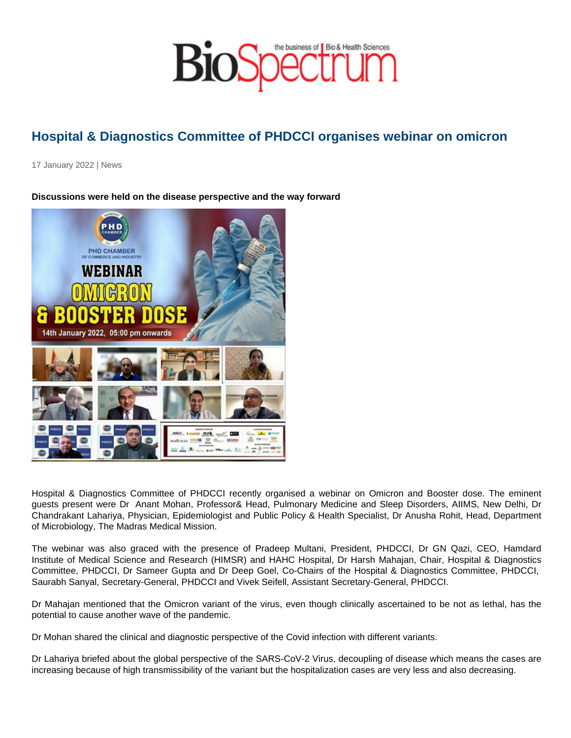# Hospital & Diagnostics Committee of PHDCCI organises webinar on omicron

17 January 2022 | News

**Discussions were held on the disease perspective and the way forward**

Hospital & Diagnostics Committee of PHDCCI recently organised a webinar on Omicron and Booster dose. The eminent guests present were Dr Anant Mohan, Professor& Head, Pulmonary Medicine and Sleep Disorders, AIIMS, New Delhi, Dr Chandrakant Lahariya, Physician, Epidemiologist and Public Policy & Health Specialist, Dr Anusha Rohit, Head, Department of Microbiology, The Madras Medical Mission.

The webinar was also graced with the presence of Pradeep Multani, President, PHDCCI, Dr GN Qazi, CEO, Hamdard Institute of Medical Science and Research (HIMSR) and HAHC Hospital, Dr Harsh Mahajan, Chair, Hospital & Diagnostics Committee, PHDCCI, Dr Sameer Gupta and Dr Deep Goel, Co-Chairs of the Hospital & Diagnostics Committee, PHDCCI, Saurabh Sanyal, Secretary-General, PHDCCI and Vivek Seifell, Assistant Secretary-General, PHDCCI.

Dr Mahajan mentioned that the Omicron variant of the virus, even though clinically ascertained to be not as lethal, has the potential to cause another wave of the pandemic.

Dr Mohan shared the clinical and diagnostic perspective of the Covid infection with different variants.

Dr Lahariya briefed about the global perspective of the SARS-CoV-2 Virus, decoupling of disease which means the cases are increasing because of high transmissibility of the variant but the hospitalization cases are very less and also decreasing.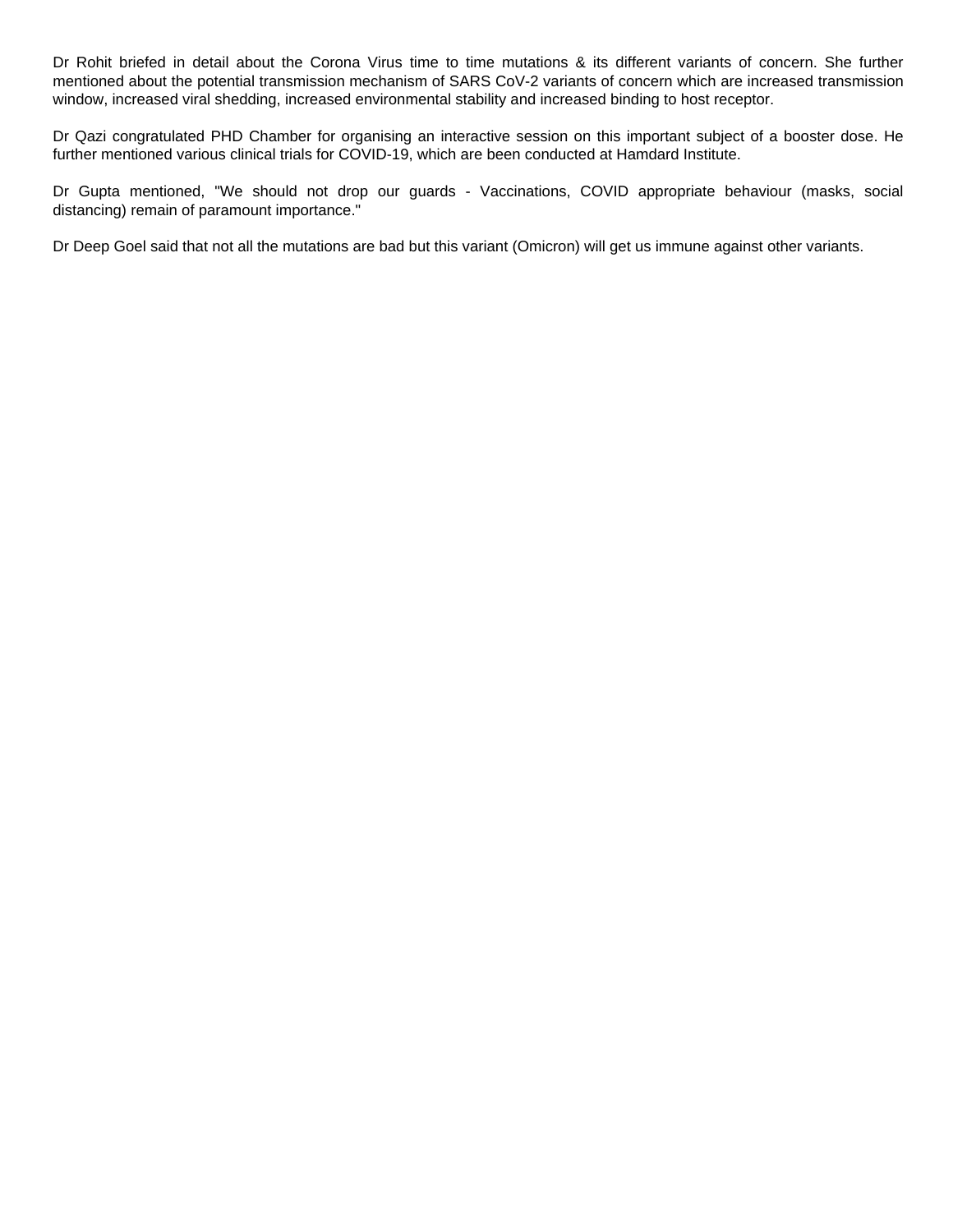Dr Rohit briefed in detail about the Corona Virus time to time mutations & its different variants of concern. She further mentioned about the potential transmission mechanism of SARS CoV-2 variants of concern which are increased transmission window, increased viral shedding, increased environmental stability and increased binding to host receptor.

Dr Qazi congratulated PHD Chamber for organising an interactive session on this important subject of a booster dose. He further mentioned various clinical trials for COVID-19, which are been conducted at Hamdard Institute.

Dr Gupta mentioned, "We should not drop our guards - Vaccinations, COVID appropriate behaviour (masks, social distancing) remain of paramount importance."

Dr Deep Goel said that not all the mutations are bad but this variant (Omicron) will get us immune against other variants.